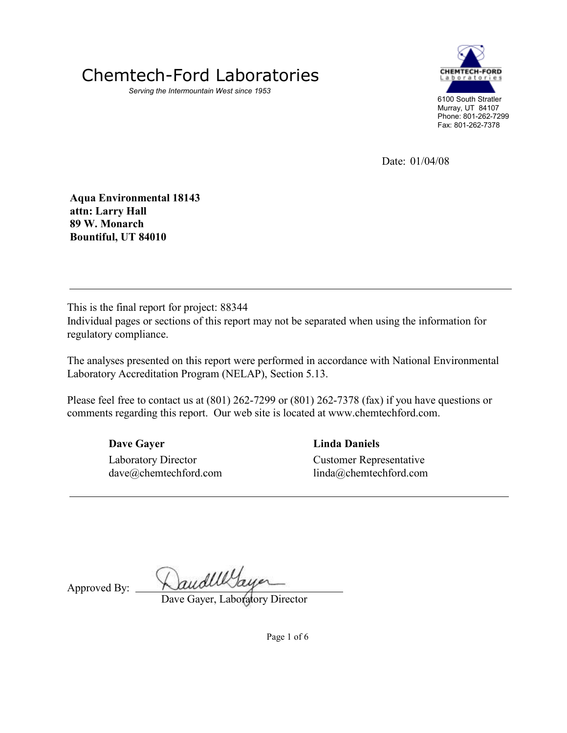# Chemtech-Ford Laboratories

*Serving the Intermountain West since 1953*

6100 South Stratler
Murray, UT 84107
Phone: 801-262-7299
Fax: 801-262-7378

Date: 01/04/08

**Aqua Environmental 18143**
**attn: Larry Hall**
**89 W. Monarch**
**Bountiful, UT 84010**

---

This is the final report for project: 88344
Individual pages or sections of this report may not be separated when using the information for regulatory compliance.

The analyses presented on this report were performed in accordance with National Environmental Laboratory Accreditation Program (NELAP), Section 5.13.

Please feel free to contact us at (801) 262-7299 or (801) 262-7378 (fax) if you have questions or comments regarding this report. Our web site is located at www.chemtechford.com.

**Dave Gayer**
Laboratory Director
dave@chemtechford.com

**Linda Daniels**
Customer Representative
linda@chemtechford.com

---

Approved By: ______________________
Dave Gayer, Laboratory Director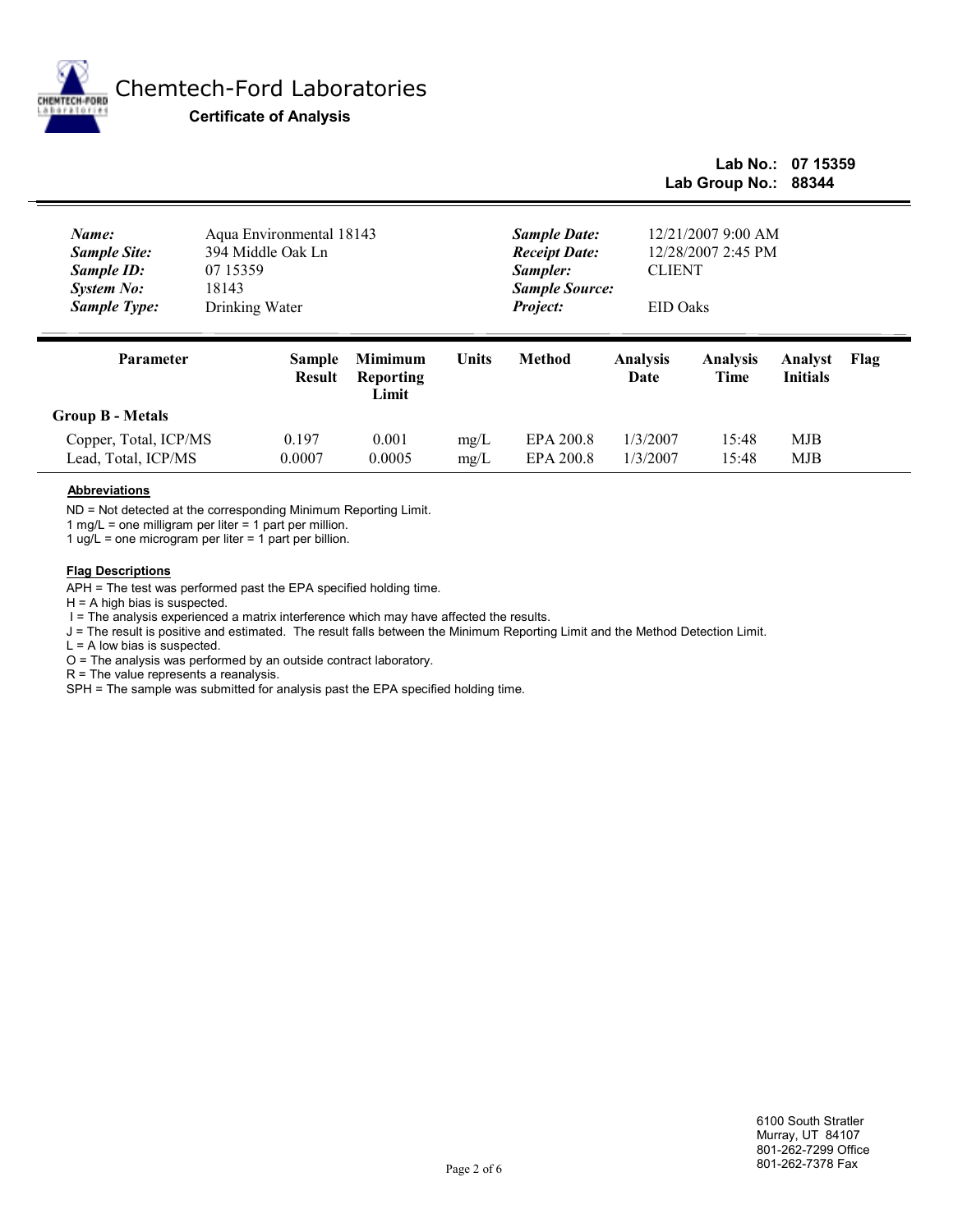# Chemtech-Ford Laboratories

**Certificate of Analysis**

**Lab No.: 07 15359**
**Lab Group No.: 88344**

| | | | |
|---|---|---|---|
| ***Name:*** | Aqua Environmental 18143 | ***Sample Date:*** | 12/21/2007 9:00 AM |
| ***Sample Site:*** | 394 Middle Oak Ln | ***Receipt Date:*** | 12/28/2007 2:45 PM |
| ***Sample ID:*** | 07 15359 | ***Sampler:*** | CLIENT |
| ***System No:*** | 18143 | ***Sample Source:*** | |
| ***Sample Type:*** | Drinking Water | ***Project:*** | EID Oaks |

| Parameter | Sample Result | Mimimum Reporting Limit | Units | Method | Analysis Date | Analysis Time | Analyst Initials | Flag |
|---|---|---|---|---|---|---|---|---|
| **Group B - Metals** | | | | | | | | |
| Copper, Total, ICP/MS | 0.197 | 0.001 | mg/L | EPA 200.8 | 1/3/2007 | 15:48 | MJB | |
| Lead, Total, ICP/MS | 0.0007 | 0.0005 | mg/L | EPA 200.8 | 1/3/2007 | 15:48 | MJB | |

**Abbreviations**

ND = Not detected at the corresponding Minimum Reporting Limit.
1 mg/L = one milligram per liter = 1 part per million.
1 ug/L = one microgram per liter = 1 part per billion.

**Flag Descriptions**

APH = The test was performed past the EPA specified holding time.
H = A high bias is suspected.
I = The analysis experienced a matrix interference which may have affected the results.
J = The result is positive and estimated. The result falls between the Minimum Reporting Limit and the Method Detection Limit.
L = A low bias is suspected.
O = The analysis was performed by an outside contract laboratory.
R = The value represents a reanalysis.
SPH = The sample was submitted for analysis past the EPA specified holding time.

6100 South Stratler
Murray, UT 84107
801-262-7299 Office
801-262-7378 Fax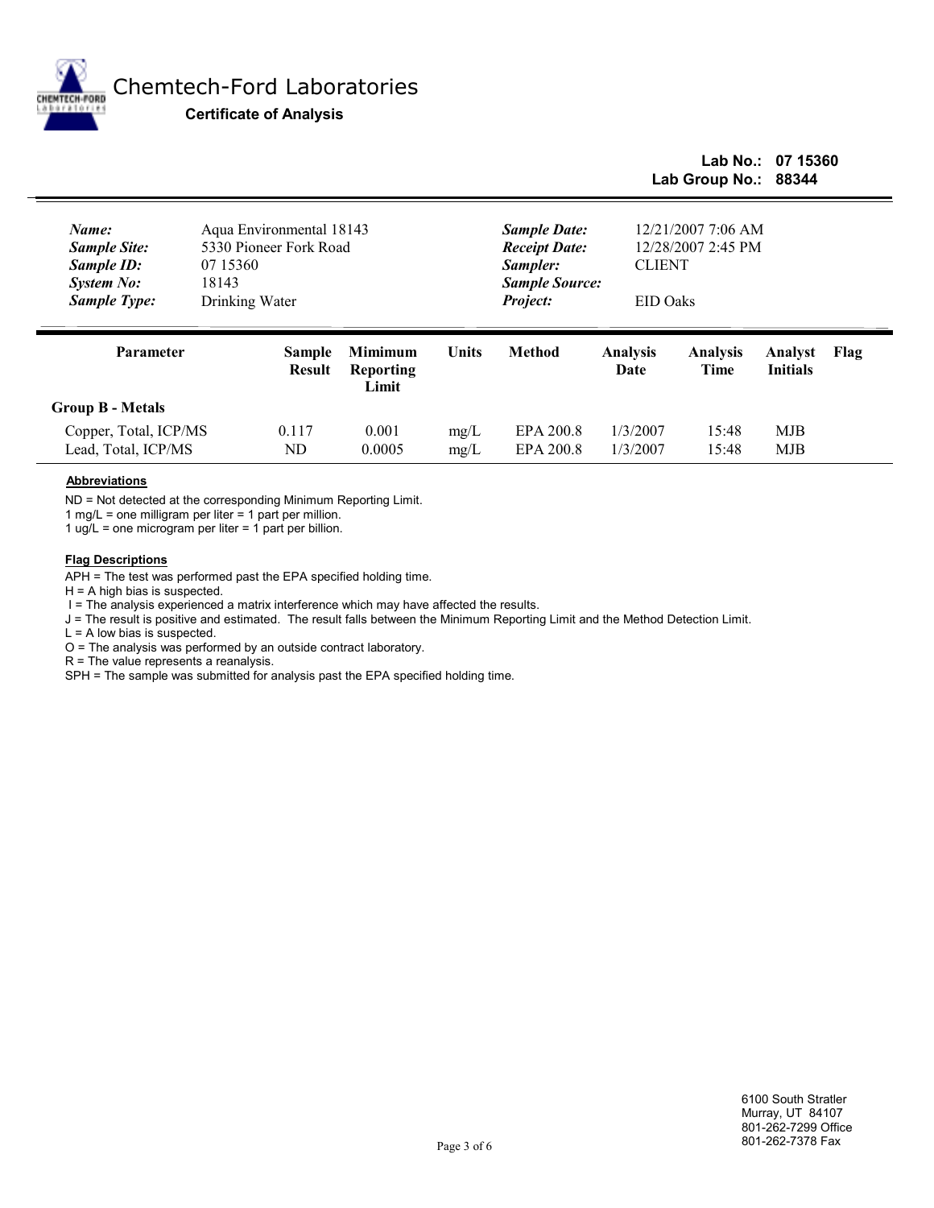# Chemtech-Ford Laboratories

**Certificate of Analysis**

**Lab No.: 07 15360**
**Lab Group No.: 88344**

| | | | |
|---|---|---|---|
| ***Name:*** | Aqua Environmental 18143 | ***Sample Date:*** | 12/21/2007 7:06 AM |
| ***Sample Site:*** | 5330 Pioneer Fork Road | ***Receipt Date:*** | 12/28/2007 2:45 PM |
| ***Sample ID:*** | 07 15360 | ***Sampler:*** | CLIENT |
| ***System No:*** | 18143 | ***Sample Source:*** | |
| ***Sample Type:*** | Drinking Water | ***Project:*** | EID Oaks |

| Parameter | Sample Result | Mimimum Reporting Limit | Units | Method | Analysis Date | Analysis Time | Analyst Initials | Flag |
|---|---|---|---|---|---|---|---|---|
| **Group B - Metals** | | | | | | | | |
| Copper, Total, ICP/MS | 0.117 | 0.001 | mg/L | EPA 200.8 | 1/3/2007 | 15:48 | MJB | |
| Lead, Total, ICP/MS | ND | 0.0005 | mg/L | EPA 200.8 | 1/3/2007 | 15:48 | MJB | |

**Abbreviations**

ND = Not detected at the corresponding Minimum Reporting Limit.
1 mg/L = one milligram per liter = 1 part per million.
1 ug/L = one microgram per liter = 1 part per billion.

**Flag Descriptions**

APH = The test was performed past the EPA specified holding time.
H = A high bias is suspected.
I = The analysis experienced a matrix interference which may have affected the results.
J = The result is positive and estimated. The result falls between the Minimum Reporting Limit and the Method Detection Limit.
L = A low bias is suspected.
O = The analysis was performed by an outside contract laboratory.
R = The value represents a reanalysis.
SPH = The sample was submitted for analysis past the EPA specified holding time.

6100 South Stratler
Murray, UT 84107
801-262-7299 Office
801-262-7378 Fax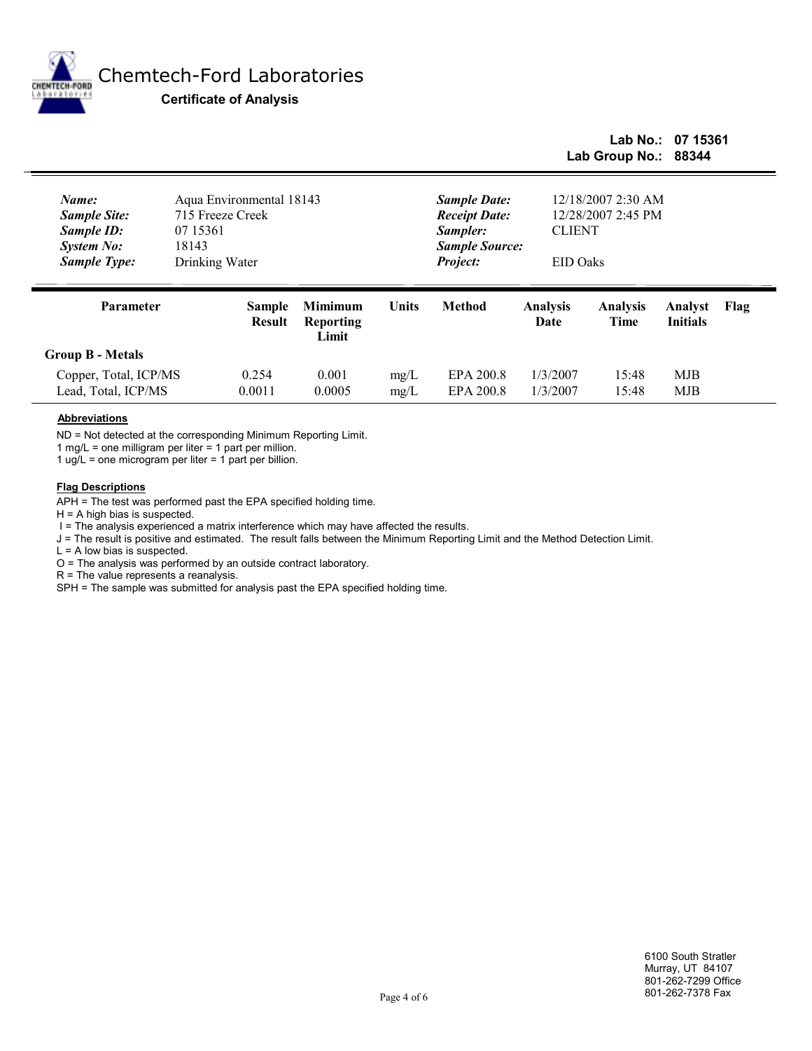# Chemtech-Ford Laboratories

**Certificate of Analysis**

**Lab No.: 07 15361**
**Lab Group No.: 88344**

| | | | |
|---|---|---|---|
| ***Name:*** | Aqua Environmental 18143 | ***Sample Date:*** | 12/18/2007 2:30 AM |
| ***Sample Site:*** | 715 Freeze Creek | ***Receipt Date:*** | 12/28/2007 2:45 PM |
| ***Sample ID:*** | 07 15361 | ***Sampler:*** | CLIENT |
| ***System No:*** | 18143 | ***Sample Source:*** | |
| ***Sample Type:*** | Drinking Water | ***Project:*** | EID Oaks |

| Parameter | Sample Result | Mimimum Reporting Limit | Units | Method | Analysis Date | Analysis Time | Analyst Initials | Flag |
|---|---|---|---|---|---|---|---|---|
| **Group B - Metals** | | | | | | | | |
| Copper, Total, ICP/MS | 0.254 | 0.001 | mg/L | EPA 200.8 | 1/3/2007 | 15:48 | MJB | |
| Lead, Total, ICP/MS | 0.0011 | 0.0005 | mg/L | EPA 200.8 | 1/3/2007 | 15:48 | MJB | |

**Abbreviations**

ND = Not detected at the corresponding Minimum Reporting Limit.
1 mg/L = one milligram per liter = 1 part per million.
1 ug/L = one microgram per liter = 1 part per billion.

**Flag Descriptions**

APH = The test was performed past the EPA specified holding time.
H = A high bias is suspected.
I = The analysis experienced a matrix interference which may have affected the results.
J = The result is positive and estimated. The result falls between the Minimum Reporting Limit and the Method Detection Limit.
L = A low bias is suspected.
O = The analysis was performed by an outside contract laboratory.
R = The value represents a reanalysis.
SPH = The sample was submitted for analysis past the EPA specified holding time.

6100 South Stratler
Murray, UT 84107
801-262-7299 Office
801-262-7378 Fax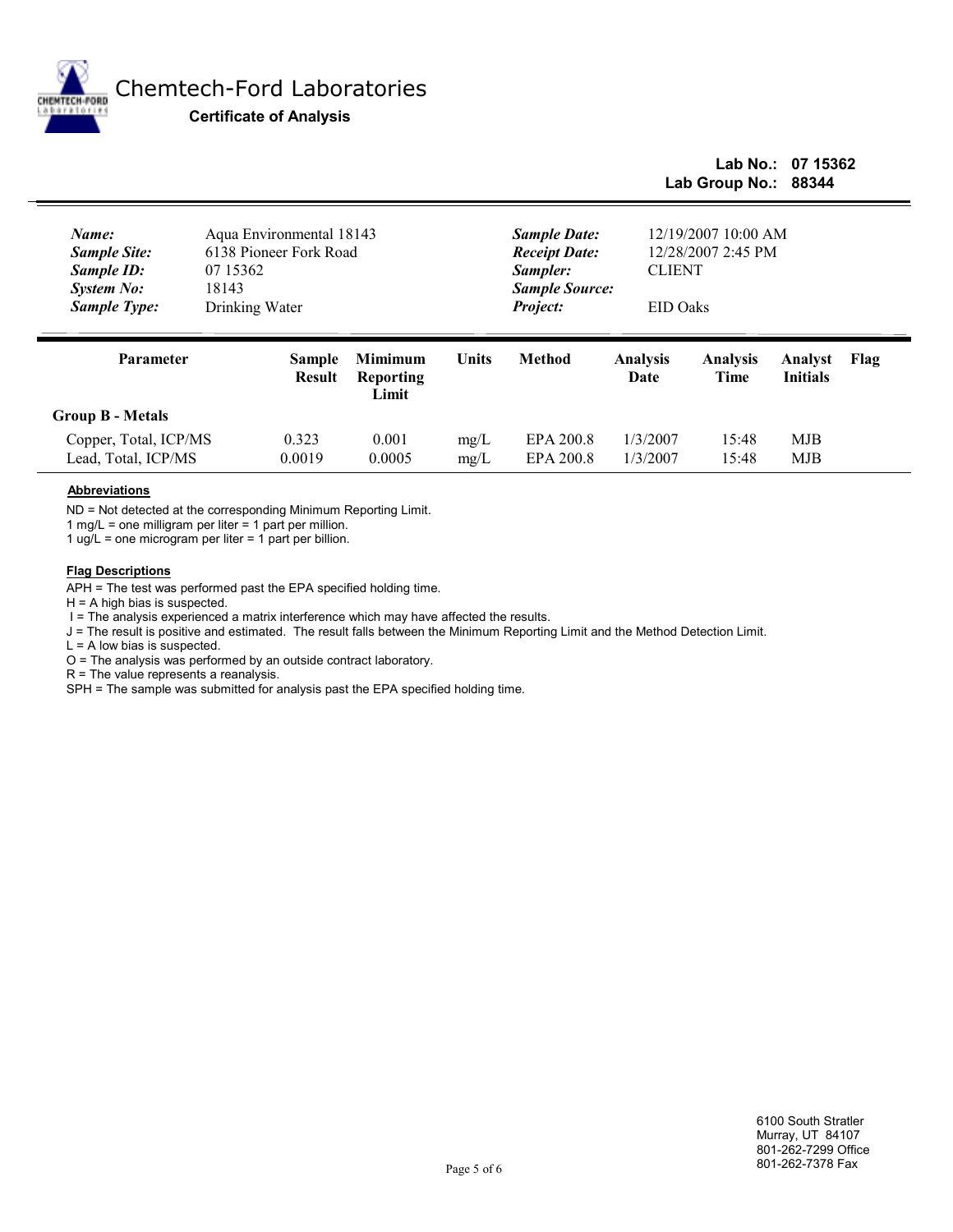# Chemtech-Ford Laboratories

**Certificate of Analysis**

**Lab No.: 07 15362**
**Lab Group No.: 88344**

| | | | |
|---|---|---|---|
| ***Name:*** | Aqua Environmental 18143 | ***Sample Date:*** | 12/19/2007 10:00 AM |
| ***Sample Site:*** | 6138 Pioneer Fork Road | ***Receipt Date:*** | 12/28/2007 2:45 PM |
| ***Sample ID:*** | 07 15362 | ***Sampler:*** | CLIENT |
| ***System No:*** | 18143 | ***Sample Source:*** | |
| ***Sample Type:*** | Drinking Water | ***Project:*** | EID Oaks |

| Parameter | Sample Result | Mimimum Reporting Limit | Units | Method | Analysis Date | Analysis Time | Analyst Initials | Flag |
|---|---|---|---|---|---|---|---|---|
| **Group B - Metals** | | | | | | | | |
| Copper, Total, ICP/MS | 0.323 | 0.001 | mg/L | EPA 200.8 | 1/3/2007 | 15:48 | MJB | |
| Lead, Total, ICP/MS | 0.0019 | 0.0005 | mg/L | EPA 200.8 | 1/3/2007 | 15:48 | MJB | |

**Abbreviations**

ND = Not detected at the corresponding Minimum Reporting Limit.
1 mg/L = one milligram per liter = 1 part per million.
1 ug/L = one microgram per liter = 1 part per billion.

**Flag Descriptions**

APH = The test was performed past the EPA specified holding time.
H = A high bias is suspected.
I = The analysis experienced a matrix interference which may have affected the results.
J = The result is positive and estimated. The result falls between the Minimum Reporting Limit and the Method Detection Limit.
L = A low bias is suspected.
O = The analysis was performed by an outside contract laboratory.
R = The value represents a reanalysis.
SPH = The sample was submitted for analysis past the EPA specified holding time.

6100 South Stratler
Murray, UT 84107
801-262-7299 Office
801-262-7378 Fax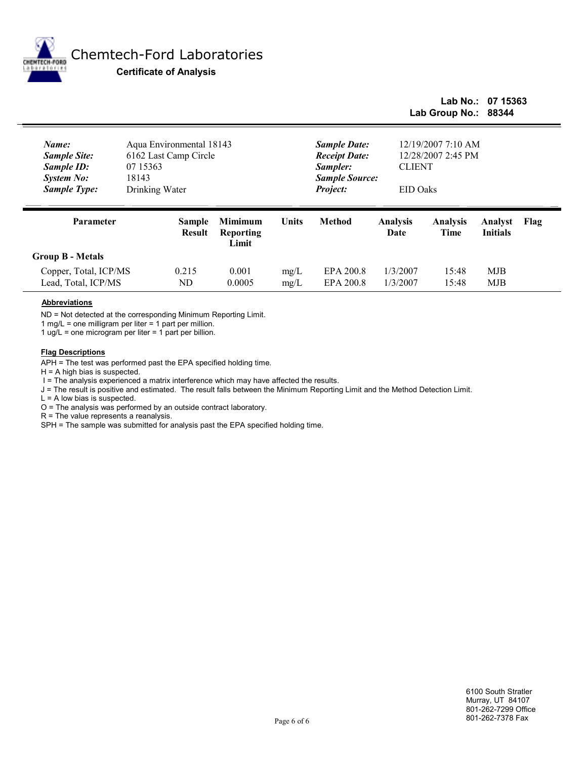# Chemtech-Ford Laboratories

**Certificate of Analysis**

**Lab No.: 07 15363**
**Lab Group No.: 88344**

| | | | |
|---|---|---|---|
| ***Name:*** | Aqua Environmental 18143 | ***Sample Date:*** | 12/19/2007 7:10 AM |
| ***Sample Site:*** | 6162 Last Camp Circle | ***Receipt Date:*** | 12/28/2007 2:45 PM |
| ***Sample ID:*** | 07 15363 | ***Sampler:*** | CLIENT |
| ***System No:*** | 18143 | ***Sample Source:*** | |
| ***Sample Type:*** | Drinking Water | ***Project:*** | EID Oaks |

| Parameter | Sample Result | Mimimum Reporting Limit | Units | Method | Analysis Date | Analysis Time | Analyst Initials | Flag |
|---|---|---|---|---|---|---|---|---|
| **Group B - Metals** | | | | | | | | |
| Copper, Total, ICP/MS | 0.215 | 0.001 | mg/L | EPA 200.8 | 1/3/2007 | 15:48 | MJB | |
| Lead, Total, ICP/MS | ND | 0.0005 | mg/L | EPA 200.8 | 1/3/2007 | 15:48 | MJB | |

**Abbreviations**

ND = Not detected at the corresponding Minimum Reporting Limit.
1 mg/L = one milligram per liter = 1 part per million.
1 ug/L = one microgram per liter = 1 part per billion.

**Flag Descriptions**

APH = The test was performed past the EPA specified holding time.
H = A high bias is suspected.
I = The analysis experienced a matrix interference which may have affected the results.
J = The result is positive and estimated. The result falls between the Minimum Reporting Limit and the Method Detection Limit.
L = A low bias is suspected.
O = The analysis was performed by an outside contract laboratory.
R = The value represents a reanalysis.
SPH = The sample was submitted for analysis past the EPA specified holding time.

6100 South Stratler
Murray, UT 84107
801-262-7299 Office
801-262-7378 Fax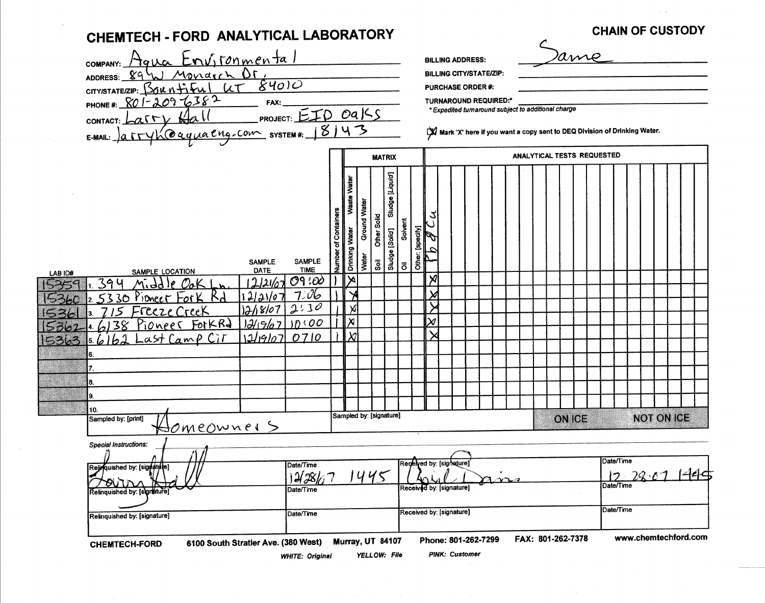# CHEMTECH - FORD ANALYTICAL LABORATORY

## CHAIN OF CUSTODY

**COMPANY:** Aqua Environmental
**ADDRESS:** 89 W Monarch Dr.
**CITY/STATE/ZIP:** Bountiful UT 84010
**PHONE #:** 801-209-6382 **FAX:**
**CONTACT:** Larry Hall **PROJECT:** EID Oaks
**E-MAIL:** larryh@aquaeng.com **SYSTEM #:** 18143

**BILLING ADDRESS:** Same
**BILLING CITY/STATE/ZIP:**
**PURCHASE ORDER #:**
**TURNAROUND REQUIRED:***
*\* Expedited turnaround subject to additional charge*

[X] Mark 'X' here if you want a copy sent to DEQ Division of Drinking Water.

| LAB ID# | SAMPLE LOCATION | SAMPLE DATE | SAMPLE TIME | Number of Containers | Drinking Water | Waste Water | Water | Ground Water | Soil | Other Solid | Sludge [Solid] | Sludge [Liquid] | Oil | Solvent | Other: [specify] | Pb & Cu |
|---|---|---|---|---|---|---|---|---|---|---|---|---|---|---|---|---|
| 15359 | 1. 394 Middle Oak Ln. | 12/21/07 | 09:00 | 1 | X | | | | | | | | | | | X |
| 15360 | 2. 5330 Pioneer Fork Rd | 12/21/07 | 7:06 | 1 | X | | | | | | | | | | | X |
| 15361 | 3. 715 Freeze Creek | 12/18/07 | 2:30 | 1 | X | | | | | | | | | | | X |
| 15362 | 4. 6138 Pioneer Fork Rd | 12/19/07 | 10:00 | 1 | X | | | | | | | | | | | X |
| 15363 | 5. 6162 Last Camp Cir | 12/19/07 | 0710 | 1 | X | | | | | | | | | | | X |
| | 6. | | | | | | | | | | | | | | | |
| | 7. | | | | | | | | | | | | | | | |
| | 8. | | | | | | | | | | | | | | | |
| | 9. | | | | | | | | | | | | | | | |
| | 10. | | | | | | | | | | | | | | | |

**Sampled by: [print]** Homeowners
**Sampled by: [signature]**

ON ICE | NOT ON ICE

**Special Instructions:**

| Relinquished by: [signature] | Date/Time | Received by: [signature] | Date/Time |
|---|---|---|---|
| Larry Hall | 12/28/07 1445 | [signature] | 12-28-07 1445 |
| Relinquished by: [signature] | Date/Time | Received by: [signature] | Date/Time |
| Relinquished by: [signature] | Date/Time | Received by: [signature] | Date/Time |

**CHEMTECH-FORD** 6100 South Stratler Ave. (380 West) Murray, UT 84107 Phone: 801-262-7299 FAX: 801-262-7378 www.chemtechford.com

*WHITE: Original* *YELLOW: File* *PINK: Customer*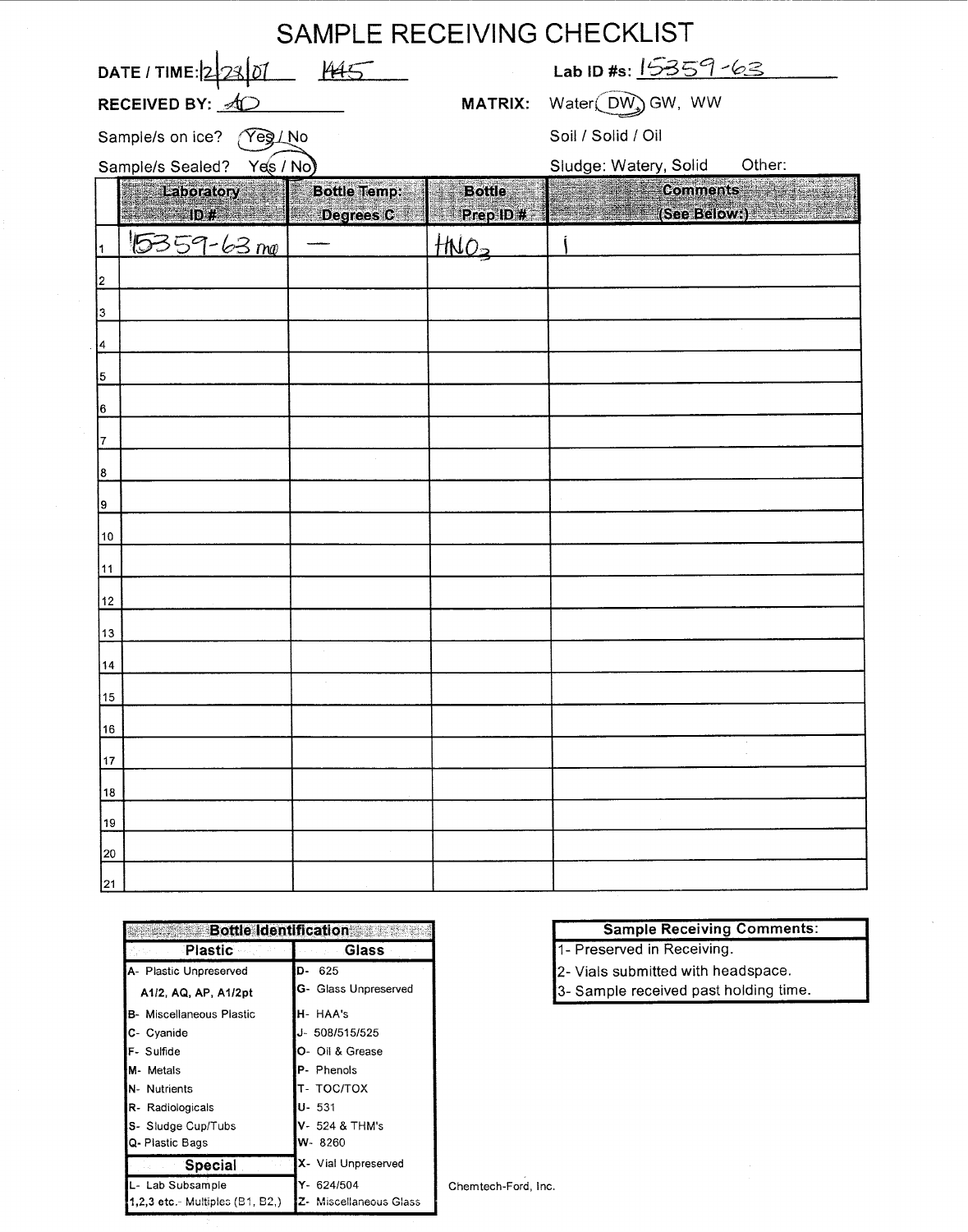# SAMPLE RECEIVING CHECKLIST

**DATE / TIME:** 2/28/07 1445 **Lab ID #s:** 15359-63

**RECEIVED BY:** AD **MATRIX:** Water (DW circled), GW, WW

Sample/s on ice? Yes (circled) / No

Soil / Solid / Oil

Sample/s Sealed? Yes / No (circled)

Sludge: Watery, Solid Other:

| | Laboratory ID # | Bottle Temp: Degrees C | Bottle Prep ID # | Comments (See Below:) |
|---|---|---|---|---|
| 1 | 15359-63 m | — | $HNO_3$ | 1 |
| 2 | | | | |
| 3 | | | | |
| 4 | | | | |
| 5 | | | | |
| 6 | | | | |
| 7 | | | | |
| 8 | | | | |
| 9 | | | | |
| 10 | | | | |
| 11 | | | | |
| 12 | | | | |
| 13 | | | | |
| 14 | | | | |
| 15 | | | | |
| 16 | | | | |
| 17 | | | | |
| 18 | | | | |
| 19 | | | | |
| 20 | | | | |
| 21 | | | | |

**Bottle Identification**

| Plastic | Glass |
|---|---|
| A- Plastic Unpreserved | D- 625 |
| A1/2, AQ, AP, A1/2pt | G- Glass Unpreserved |
| B- Miscellaneous Plastic | H- HAA's |
| C- Cyanide | J- 508/515/525 |
| F- Sulfide | O- Oil & Grease |
| M- Metals | P- Phenols |
| N- Nutrients | T- TOC/TOX |
| R- Radiologicals | U- 531 |
| S- Sludge Cup/Tubs | V- 524 & THM's |
| Q- Plastic Bags | W- 8260 |
| **Special** | X- Vial Unpreserved |
| L- Lab Subsample | Y- 624/504 |
| 1,2,3 etc.- Multiples (B1, B2,) | Z- Miscellaneous Glass |

**Sample Receiving Comments:**

1- Preserved in Receiving.

2- Vials submitted with headspace.

3- Sample received past holding time.

Chemtech-Ford, Inc.